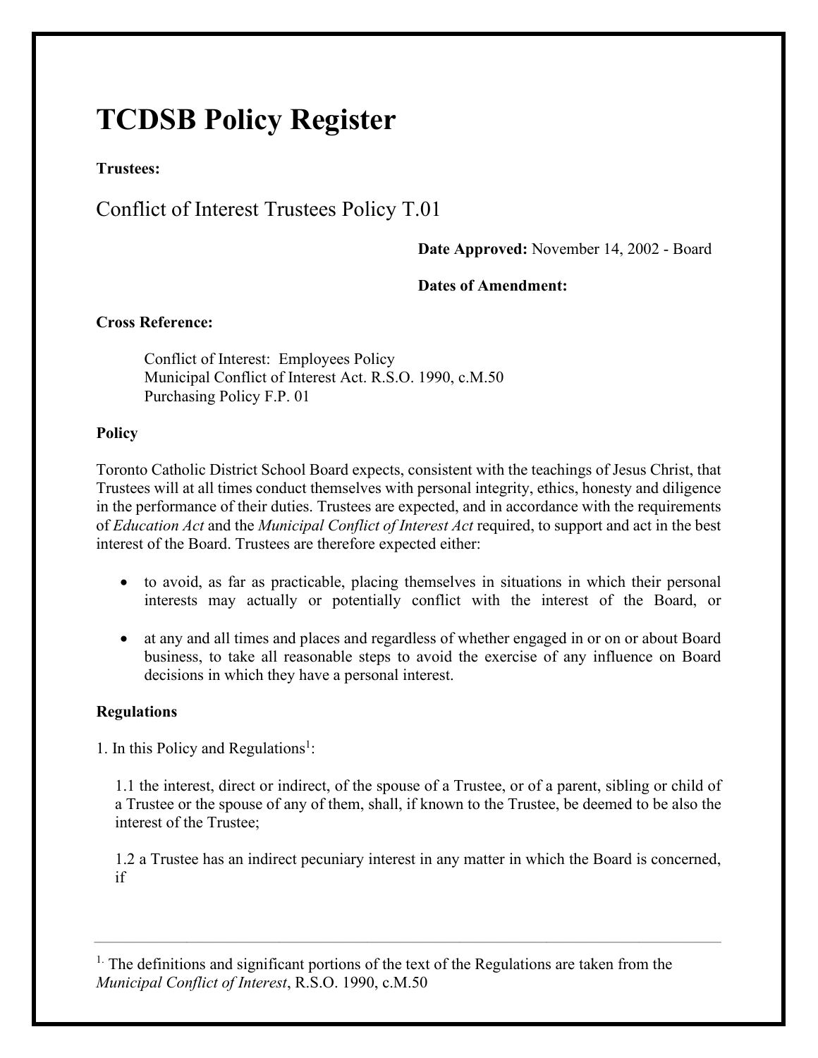# TCDSB Policy Register

**Trustees:**

## Conflict of Interest Trustees Policy T.01

**Date Approved:** November 14, 2002 - Board

**Dates of Amendment:**

**Cross Reference:**

Conflict of Interest: Employees Policy
Municipal Conflict of Interest Act. R.S.O. 1990, c.M.50
Purchasing Policy F.P. 01

**Policy**

Toronto Catholic District School Board expects, consistent with the teachings of Jesus Christ, that Trustees will at all times conduct themselves with personal integrity, ethics, honesty and diligence in the performance of their duties. Trustees are expected, and in accordance with the requirements of *Education Act* and the *Municipal Conflict of Interest Act* required, to support and act in the best interest of the Board. Trustees are therefore expected either:

- to avoid, as far as practicable, placing themselves in situations in which their personal interests may actually or potentially conflict with the interest of the Board, or
- at any and all times and places and regardless of whether engaged in or on or about Board business, to take all reasonable steps to avoid the exercise of any influence on Board decisions in which they have a personal interest.

**Regulations**

1. In this Policy and Regulations[1]:

1.1 the interest, direct or indirect, of the spouse of a Trustee, or of a parent, sibling or child of a Trustee or the spouse of any of them, shall, if known to the Trustee, be deemed to be also the interest of the Trustee;

1.2 a Trustee has an indirect pecuniary interest in any matter in which the Board is concerned, if

[1] The definitions and significant portions of the text of the Regulations are taken from the *Municipal Conflict of Interest*, R.S.O. 1990, c.M.50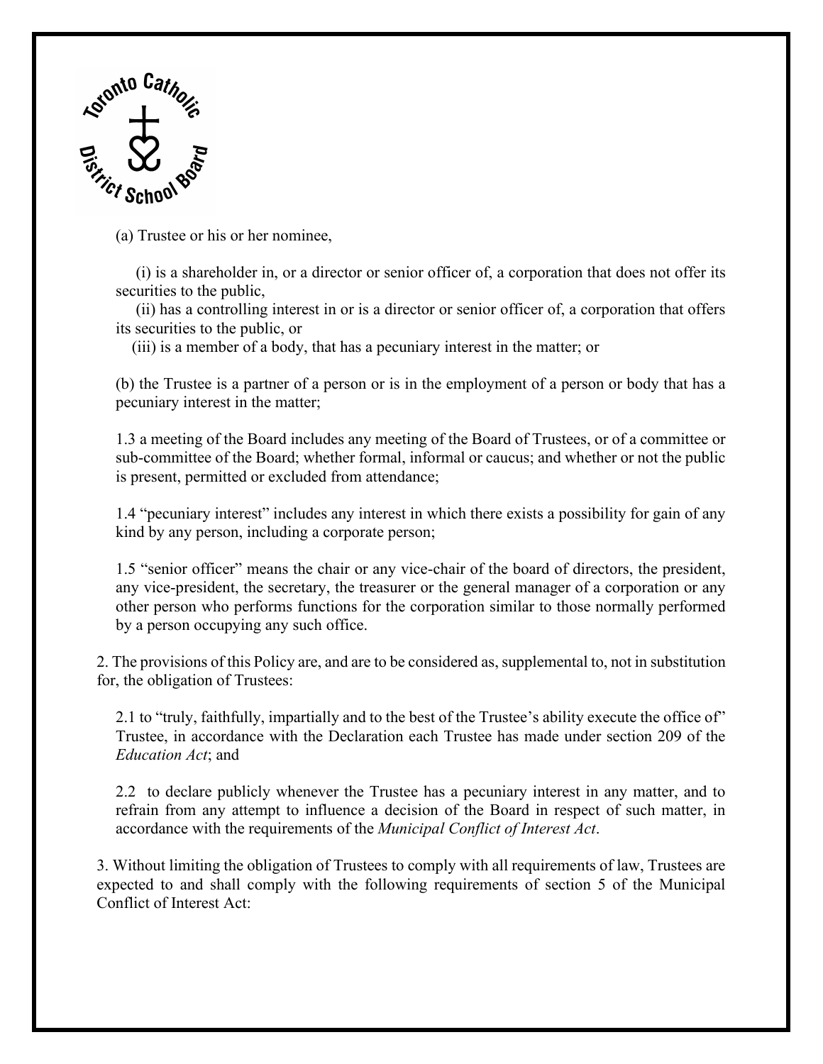(a) Trustee or his or her nominee,

(i) is a shareholder in, or a director or senior officer of, a corporation that does not offer its securities to the public,

(ii) has a controlling interest in or is a director or senior officer of, a corporation that offers its securities to the public, or

(iii) is a member of a body, that has a pecuniary interest in the matter; or

(b) the Trustee is a partner of a person or is in the employment of a person or body that has a pecuniary interest in the matter;

1.3 a meeting of the Board includes any meeting of the Board of Trustees, or of a committee or sub-committee of the Board; whether formal, informal or caucus; and whether or not the public is present, permitted or excluded from attendance;

1.4 "pecuniary interest" includes any interest in which there exists a possibility for gain of any kind by any person, including a corporate person;

1.5 "senior officer" means the chair or any vice-chair of the board of directors, the president, any vice-president, the secretary, the treasurer or the general manager of a corporation or any other person who performs functions for the corporation similar to those normally performed by a person occupying any such office.

2. The provisions of this Policy are, and are to be considered as, supplemental to, not in substitution for, the obligation of Trustees:

2.1 to "truly, faithfully, impartially and to the best of the Trustee's ability execute the office of" Trustee, in accordance with the Declaration each Trustee has made under section 209 of the *Education Act*; and

2.2 to declare publicly whenever the Trustee has a pecuniary interest in any matter, and to refrain from any attempt to influence a decision of the Board in respect of such matter, in accordance with the requirements of the *Municipal Conflict of Interest Act*.

3. Without limiting the obligation of Trustees to comply with all requirements of law, Trustees are expected to and shall comply with the following requirements of section 5 of the Municipal Conflict of Interest Act: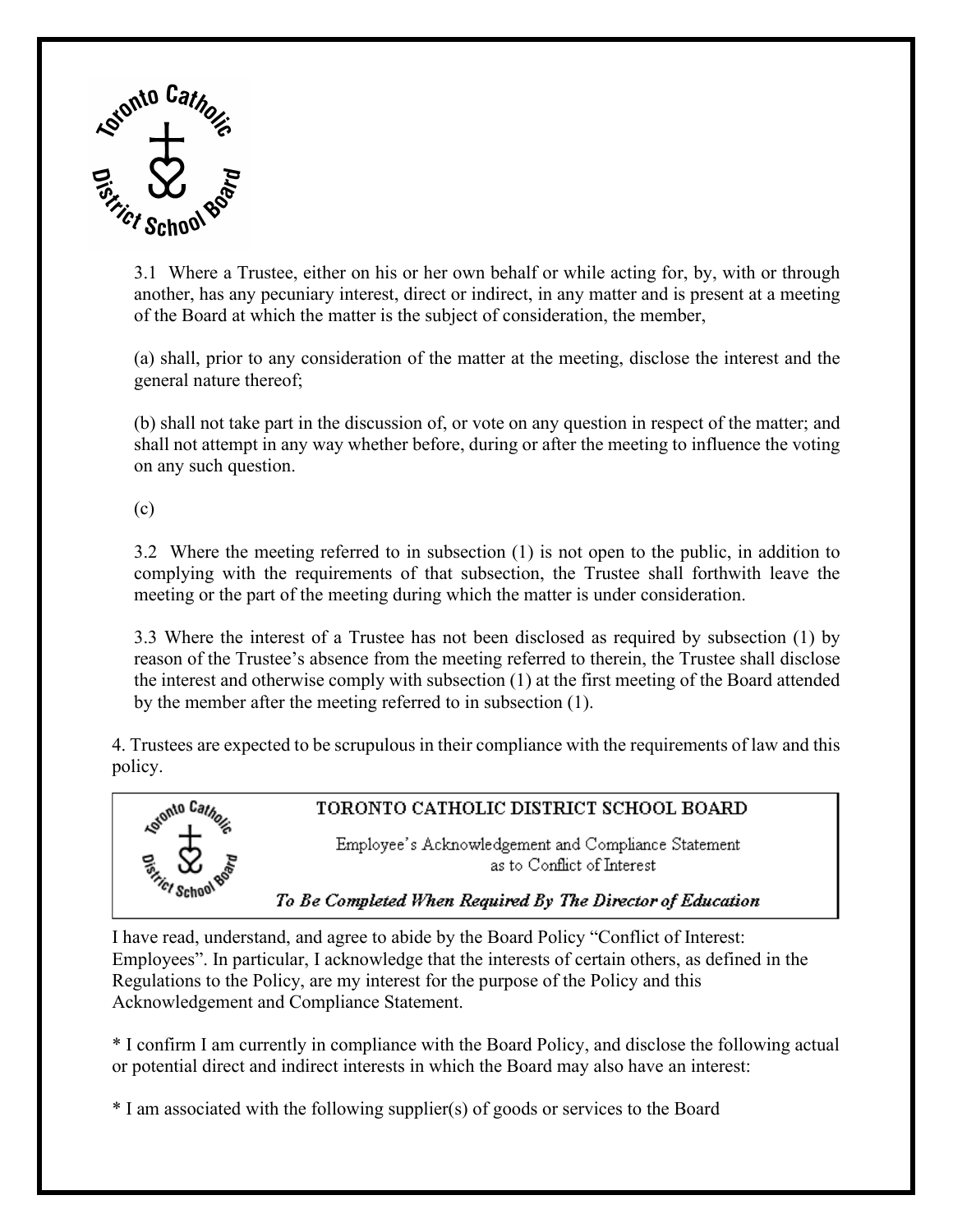3.1 Where a Trustee, either on his or her own behalf or while acting for, by, with or through another, has any pecuniary interest, direct or indirect, in any matter and is present at a meeting of the Board at which the matter is the subject of consideration, the member,

(a) shall, prior to any consideration of the matter at the meeting, disclose the interest and the general nature thereof;

(b) shall not take part in the discussion of, or vote on any question in respect of the matter; and shall not attempt in any way whether before, during or after the meeting to influence the voting on any such question.

(c)

3.2 Where the meeting referred to in subsection (1) is not open to the public, in addition to complying with the requirements of that subsection, the Trustee shall forthwith leave the meeting or the part of the meeting during which the matter is under consideration.

3.3 Where the interest of a Trustee has not been disclosed as required by subsection (1) by reason of the Trustee's absence from the meeting referred to therein, the Trustee shall disclose the interest and otherwise comply with subsection (1) at the first meeting of the Board attended by the member after the meeting referred to in subsection (1).

4. Trustees are expected to be scrupulous in their compliance with the requirements of law and this policy.

## TORONTO CATHOLIC DISTRICT SCHOOL BOARD

Employee's Acknowledgement and Compliance Statement as to Conflict of Interest

*To Be Completed When Required By The Director of Education*

I have read, understand, and agree to abide by the Board Policy "Conflict of Interest: Employees". In particular, I acknowledge that the interests of certain others, as defined in the Regulations to the Policy, are my interest for the purpose of the Policy and this Acknowledgement and Compliance Statement.

* I confirm I am currently in compliance with the Board Policy, and disclose the following actual or potential direct and indirect interests in which the Board may also have an interest:

* I am associated with the following supplier(s) of goods or services to the Board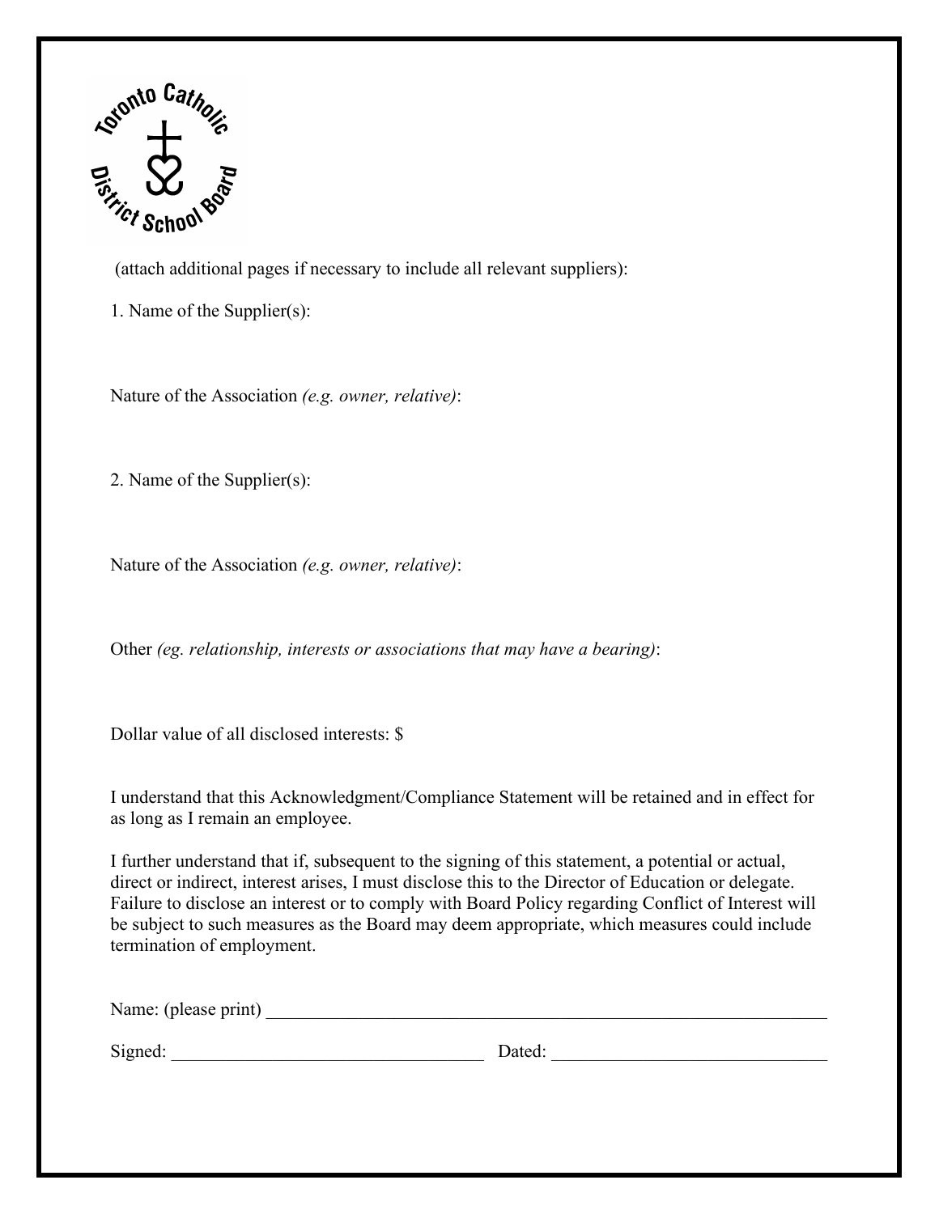(attach additional pages if necessary to include all relevant suppliers):

1. Name of the Supplier(s):

Nature of the Association *(e.g. owner, relative)*:

2. Name of the Supplier(s):

Nature of the Association *(e.g. owner, relative)*:

Other *(eg. relationship, interests or associations that may have a bearing)*:

Dollar value of all disclosed interests: $

I understand that this Acknowledgment/Compliance Statement will be retained and in effect for as long as I remain an employee.

I further understand that if, subsequent to the signing of this statement, a potential or actual, direct or indirect, interest arises, I must disclose this to the Director of Education or delegate. Failure to disclose an interest or to comply with Board Policy regarding Conflict of Interest will be subject to such measures as the Board may deem appropriate, which measures could include termination of employment.

Name: (please print) ______________________________________________________________

Signed: __________________________________ Dated: ____________________________